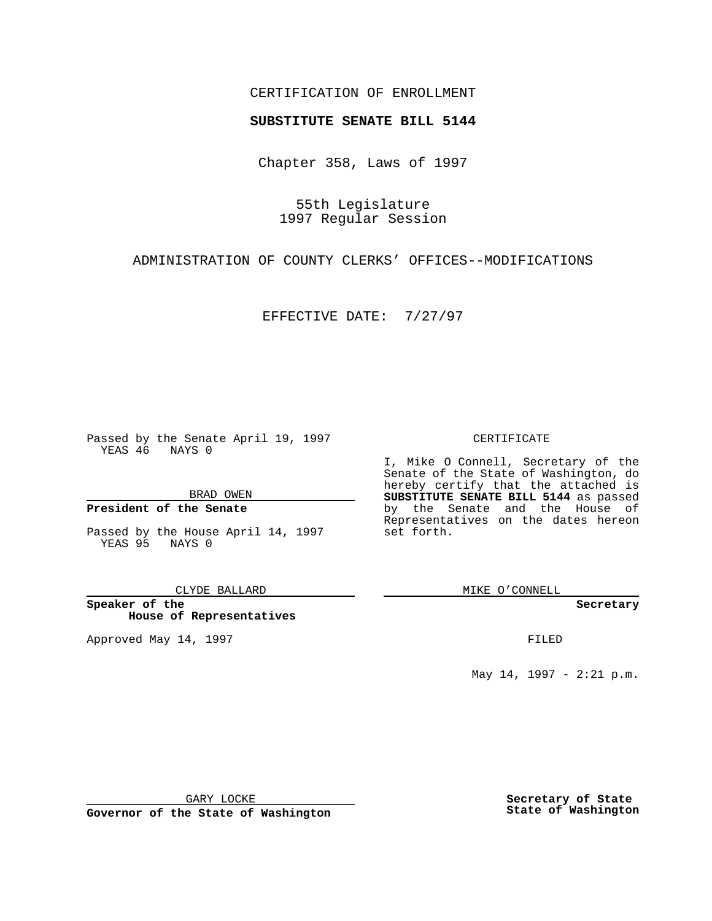CERTIFICATION OF ENROLLMENT

**SUBSTITUTE SENATE BILL 5144**

Chapter 358, Laws of 1997

55th Legislature
1997 Regular Session

ADMINISTRATION OF COUNTY CLERKS' OFFICES--MODIFICATIONS

EFFECTIVE DATE: 7/27/97

Passed by the Senate April 19, 1997
YEAS 46 NAYS 0

BRAD OWEN

**President of the Senate**

Passed by the House April 14, 1997
YEAS 95 NAYS 0

CLYDE BALLARD

**Speaker of the House of Representatives**

Approved May 14, 1997

GARY LOCKE

**Governor of the State of Washington**

CERTIFICATE

I, Mike O Connell, Secretary of the Senate of the State of Washington, do hereby certify that the attached is **SUBSTITUTE SENATE BILL 5144** as passed by the Senate and the House of Representatives on the dates hereon set forth.

MIKE O'CONNELL

**Secretary**

FILED

May 14, 1997 - 2:21 p.m.

**Secretary of State**
**State of Washington**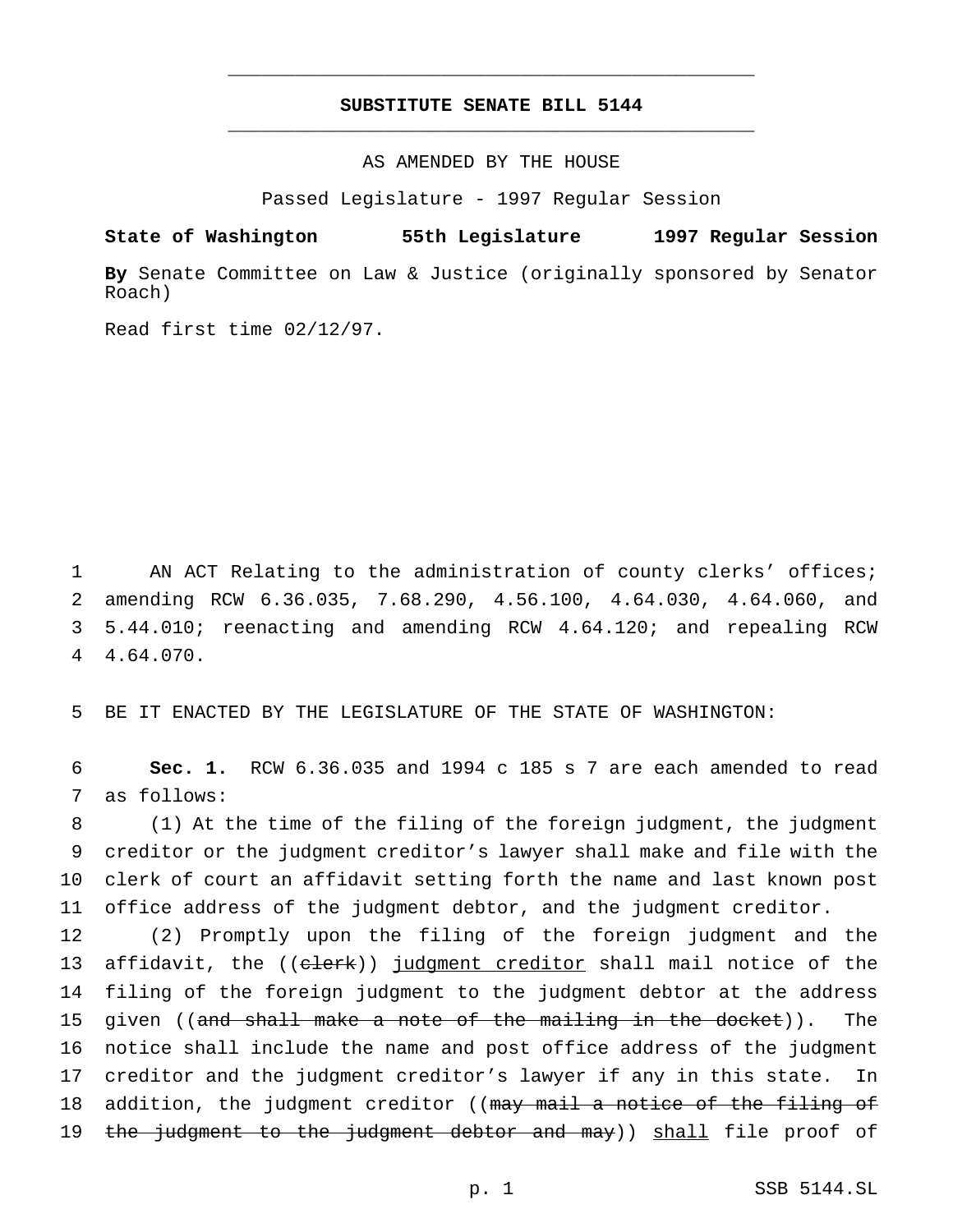# SUBSTITUTE SENATE BILL 5144

AS AMENDED BY THE HOUSE

Passed Legislature - 1997 Regular Session

**State of Washington 55th Legislature 1997 Regular Session**

**By** Senate Committee on Law & Justice (originally sponsored by Senator Roach)

Read first time 02/12/97.

1 AN ACT Relating to the administration of county clerks' offices;
2 amending RCW 6.36.035, 7.68.290, 4.56.100, 4.64.030, 4.64.060, and
3 5.44.010; reenacting and amending RCW 4.64.120; and repealing RCW
4 4.64.070.

5 BE IT ENACTED BY THE LEGISLATURE OF THE STATE OF WASHINGTON:

6 **Sec. 1.** RCW 6.36.035 and 1994 c 185 s 7 are each amended to read
7 as follows:

8 (1) At the time of the filing of the foreign judgment, the judgment
9 creditor or the judgment creditor's lawyer shall make and file with the
10 clerk of court an affidavit setting forth the name and last known post
11 office address of the judgment debtor, and the judgment creditor.

12 (2) Promptly upon the filing of the foreign judgment and the
13 affidavit, the ((~~clerk~~)) judgment creditor shall mail notice of the
14 filing of the foreign judgment to the judgment debtor at the address
15 given ((~~and shall make a note of the mailing in the docket~~)). The
16 notice shall include the name and post office address of the judgment
17 creditor and the judgment creditor's lawyer if any in this state. In
18 addition, the judgment creditor ((~~may mail a notice of the filing of~~
19 ~~the judgment to the judgment debtor and may~~)) shall file proof of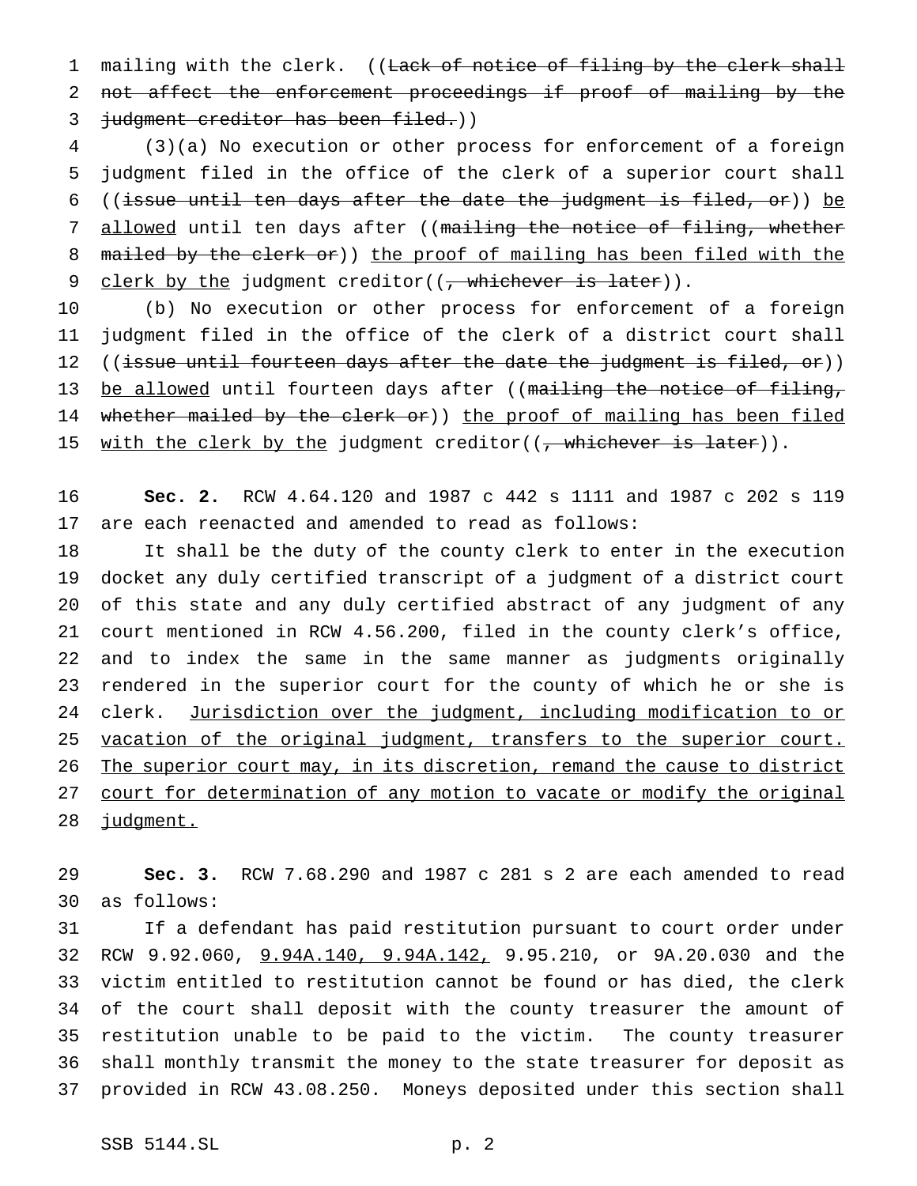mailing with the clerk. ((~~Lack of notice of filing by the clerk shall not affect the enforcement proceedings if proof of mailing by the judgment creditor has been filed.~~))

(3)(a) No execution or other process for enforcement of a foreign judgment filed in the office of the clerk of a superior court shall ((~~issue until ten days after the date the judgment is filed, or~~)) <u>be allowed</u> until ten days after ((~~mailing the notice of filing, whether mailed by the clerk or~~)) <u>the proof of mailing has been filed with the clerk by the</u> judgment creditor((~~, whichever is later~~)).

(b) No execution or other process for enforcement of a foreign judgment filed in the office of the clerk of a district court shall ((~~issue until fourteen days after the date the judgment is filed, or~~)) <u>be allowed</u> until fourteen days after ((~~mailing the notice of filing, whether mailed by the clerk or~~)) <u>the proof of mailing has been filed with the clerk by the</u> judgment creditor((~~, whichever is later~~)).

**Sec. 2.** RCW 4.64.120 and 1987 c 442 s 1111 and 1987 c 202 s 119 are each reenacted and amended to read as follows:

It shall be the duty of the county clerk to enter in the execution docket any duly certified transcript of a judgment of a district court of this state and any duly certified abstract of any judgment of any court mentioned in RCW 4.56.200, filed in the county clerk's office, and to index the same in the same manner as judgments originally rendered in the superior court for the county of which he or she is clerk. <u>Jurisdiction over the judgment, including modification to or vacation of the original judgment, transfers to the superior court. The superior court may, in its discretion, remand the cause to district court for determination of any motion to vacate or modify the original judgment.</u>

**Sec. 3.** RCW 7.68.290 and 1987 c 281 s 2 are each amended to read as follows:

If a defendant has paid restitution pursuant to court order under RCW 9.92.060, <u>9.94A.140, 9.94A.142,</u> 9.95.210, or 9A.20.030 and the victim entitled to restitution cannot be found or has died, the clerk of the court shall deposit with the county treasurer the amount of restitution unable to be paid to the victim. The county treasurer shall monthly transmit the money to the state treasurer for deposit as provided in RCW 43.08.250. Moneys deposited under this section shall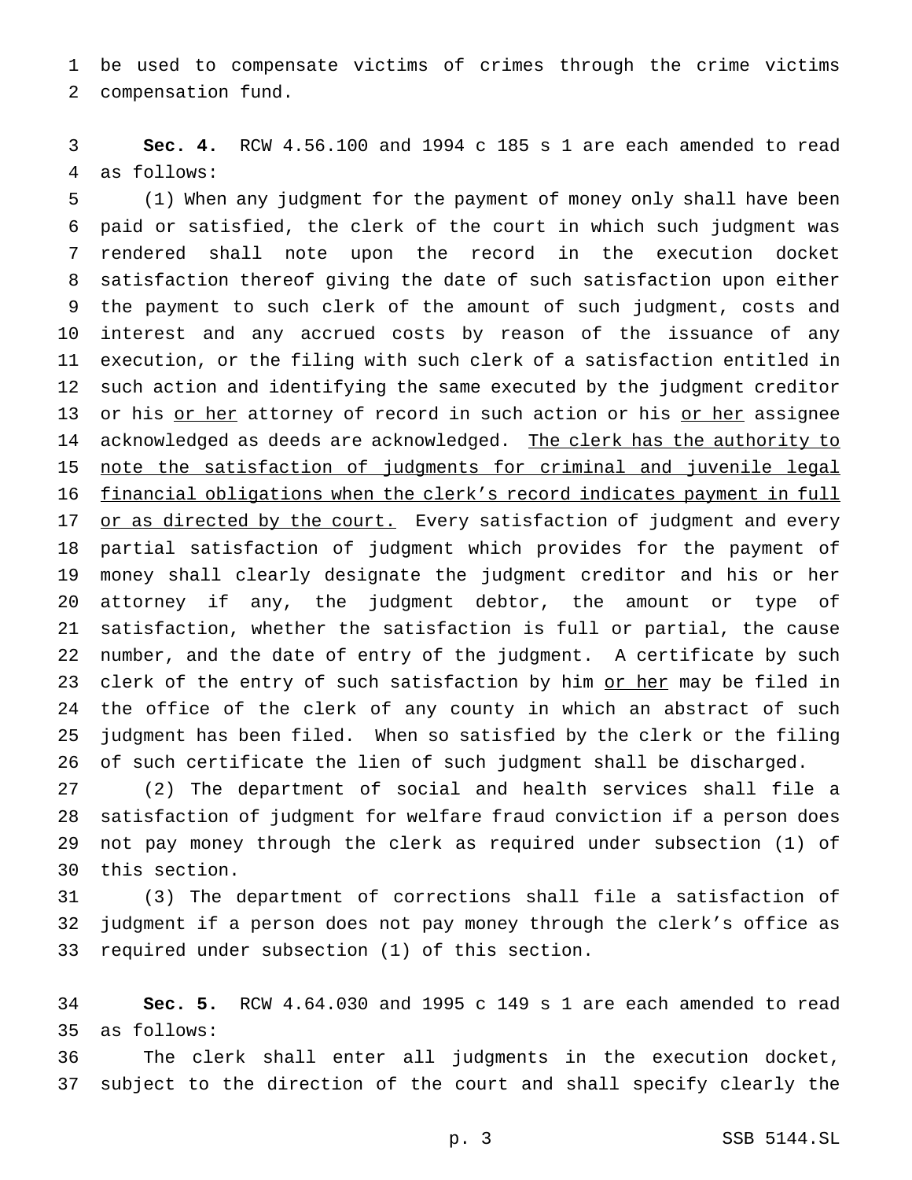be used to compensate victims of crimes through the crime victims compensation fund.

**Sec. 4.** RCW 4.56.100 and 1994 c 185 s 1 are each amended to read as follows:

(1) When any judgment for the payment of money only shall have been paid or satisfied, the clerk of the court in which such judgment was rendered shall note upon the record in the execution docket satisfaction thereof giving the date of such satisfaction upon either the payment to such clerk of the amount of such judgment, costs and interest and any accrued costs by reason of the issuance of any execution, or the filing with such clerk of a satisfaction entitled in such action and identifying the same executed by the judgment creditor or his <u>or her</u> attorney of record in such action or his <u>or her</u> assignee acknowledged as deeds are acknowledged. <u>The clerk has the authority to note the satisfaction of judgments for criminal and juvenile legal financial obligations when the clerk's record indicates payment in full or as directed by the court.</u> Every satisfaction of judgment and every partial satisfaction of judgment which provides for the payment of money shall clearly designate the judgment creditor and his or her attorney if any, the judgment debtor, the amount or type of satisfaction, whether the satisfaction is full or partial, the cause number, and the date of entry of the judgment. A certificate by such clerk of the entry of such satisfaction by him <u>or her</u> may be filed in the office of the clerk of any county in which an abstract of such judgment has been filed. When so satisfied by the clerk or the filing of such certificate the lien of such judgment shall be discharged.

(2) The department of social and health services shall file a satisfaction of judgment for welfare fraud conviction if a person does not pay money through the clerk as required under subsection (1) of this section.

(3) The department of corrections shall file a satisfaction of judgment if a person does not pay money through the clerk's office as required under subsection (1) of this section.

**Sec. 5.** RCW 4.64.030 and 1995 c 149 s 1 are each amended to read as follows:

The clerk shall enter all judgments in the execution docket, subject to the direction of the court and shall specify clearly the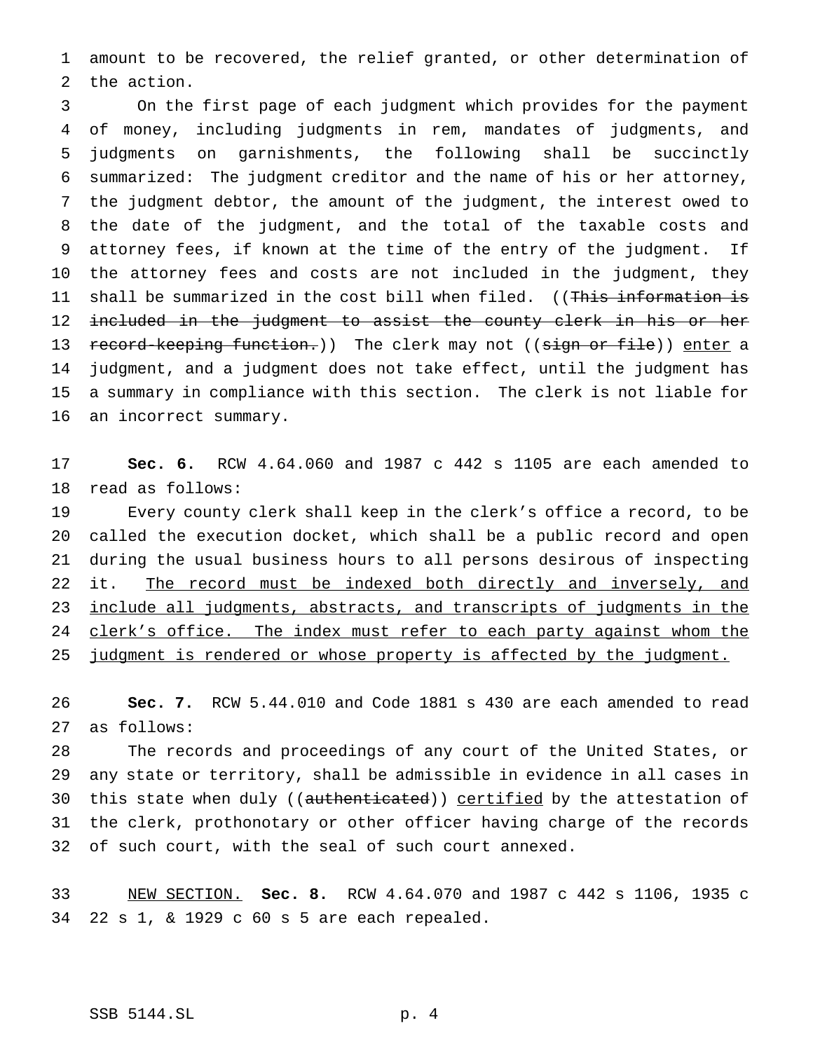amount to be recovered, the relief granted, or other determination of the action.

On the first page of each judgment which provides for the payment of money, including judgments in rem, mandates of judgments, and judgments on garnishments, the following shall be succinctly summarized: The judgment creditor and the name of his or her attorney, the judgment debtor, the amount of the judgment, the interest owed to the date of the judgment, and the total of the taxable costs and attorney fees, if known at the time of the entry of the judgment. If the attorney fees and costs are not included in the judgment, they shall be summarized in the cost bill when filed. ((~~This information is included in the judgment to assist the county clerk in his or her record-keeping function.~~)) The clerk may not ((~~sign or file~~)) <u>enter</u> a judgment, and a judgment does not take effect, until the judgment has a summary in compliance with this section. The clerk is not liable for an incorrect summary.

**Sec. 6.** RCW 4.64.060 and 1987 c 442 s 1105 are each amended to read as follows:

Every county clerk shall keep in the clerk's office a record, to be called the execution docket, which shall be a public record and open during the usual business hours to all persons desirous of inspecting it. <u>The record must be indexed both directly and inversely, and include all judgments, abstracts, and transcripts of judgments in the clerk's office. The index must refer to each party against whom the judgment is rendered or whose property is affected by the judgment.</u>

**Sec. 7.** RCW 5.44.010 and Code 1881 s 430 are each amended to read as follows:

The records and proceedings of any court of the United States, or any state or territory, shall be admissible in evidence in all cases in this state when duly ((~~authenticated~~)) <u>certified</u> by the attestation of the clerk, prothonotary or other officer having charge of the records of such court, with the seal of such court annexed.

<u>NEW SECTION.</u> **Sec. 8.** RCW 4.64.070 and 1987 c 442 s 1106, 1935 c 22 s 1, & 1929 c 60 s 5 are each repealed.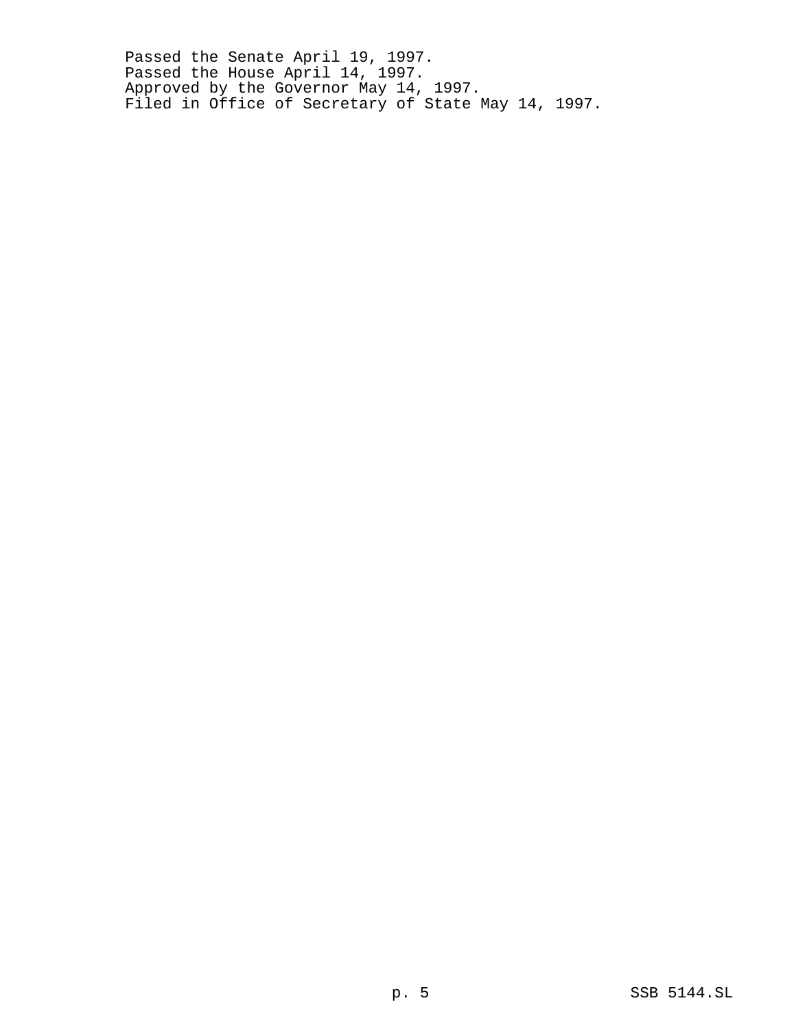Passed the Senate April 19, 1997.
Passed the House April 14, 1997.
Approved by the Governor May 14, 1997.
Filed in Office of Secretary of State May 14, 1997.